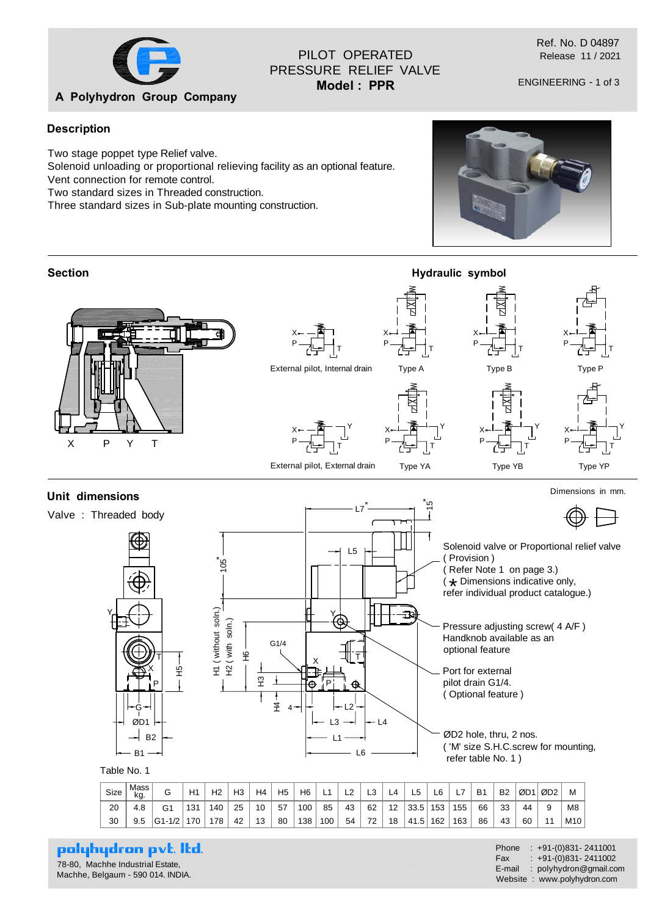A Polyhydron Group Company

PILOT OPERATED PRESSURE RELIEF VALVE
**Model : PPR**

Ref. No. D 04897
Release 11 / 2021

ENGINEERING - 1 of 3

## Description

Two stage poppet type Relief valve.
Solenoid unloading or proportional relieving facility as an optional feature.
Vent connection for remote control.
Two standard sizes in Threaded construction.
Three standard sizes in Sub-plate mounting construction.

## Section

X P Y T

## Hydraulic symbol

External pilot, Internal drain — Type A — Type B — Type P

External pilot, External drain — Type YA — Type YB — Type YP

## Unit dimensions

Dimensions in mm.

Valve : Threaded body

Solenoid valve or Proportional relief valve ( Provision )
( Refer Note 1 on page 3.)
( * Dimensions indicative only, refer individual product catalogue.)

Pressure adjusting screw( 4 A/F ) Handknob available as an optional feature

Port for external pilot drain G1/4. ( Optional feature )

ØD2 hole, thru, 2 nos. ( 'M' size S.H.C.screw for mounting, refer table No. 1 )

Table No. 1

| Size | Mass kg. | G | H1 | H2 | H3 | H4 | H5 | H6 | L1 | L2 | L3 | L4 | L5 | L6 | L7 | B1 | B2 | ØD1 | ØD2 | M |
|---|---|---|---|---|---|---|---|---|---|---|---|---|---|---|---|---|---|---|---|---|
| 20 | 4.8 | G1 | 131 | 140 | 25 | 10 | 57 | 100 | 85 | 43 | 62 | 12 | 33.5 | 153 | 155 | 66 | 33 | 44 | 9 | M8 |
| 30 | 9.5 | G1-1/2 | 170 | 178 | 42 | 13 | 80 | 138 | 100 | 54 | 72 | 18 | 41.5 | 162 | 163 | 86 | 43 | 60 | 11 | M10 |

**polyhydron pvt. ltd.**
78-80, Machhe Industrial Estate,
Machhe, Belgaum - 590 014. INDIA.

Phone : +91-(0)831- 2411001
Fax : +91-(0)831- 2411002
E-mail : polyhydron@gmail.com
Website : www.polyhydron.com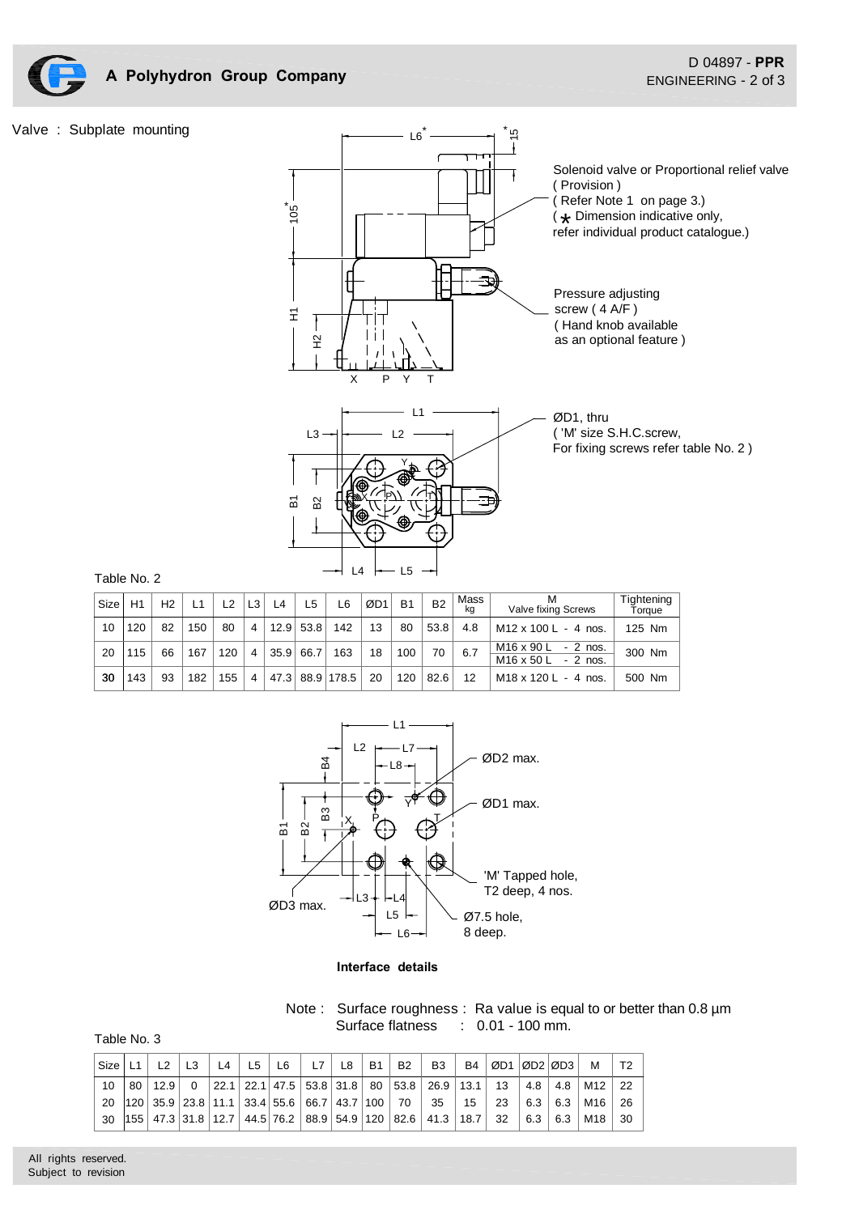Valve : Subplate mounting

Solenoid valve or Proportional relief valve ( Provision )
( Refer Note 1 on page 3.)
( * Dimension indicative only, refer individual product catalogue.)

Pressure adjusting screw ( 4 A/F )
( Hand knob available as an optional feature )

ØD1, thru
( 'M' size S.H.C.screw, For fixing screws refer table No. 2 )

Table No. 2

| Size | H1 | H2 | L1 | L2 | L3 | L4 | L5 | L6 | ØD1 | B1 | B2 | Mass kg | M Valve fixing Screws | Tightening Torque |
|---|---|---|---|---|---|---|---|---|---|---|---|---|---|---|
| 10 | 120 | 82 | 150 | 80 | 4 | 12.9 | 53.8 | 142 | 13 | 80 | 53.8 | 4.8 | M12 x 100 L - 4 nos. | 125 Nm |
| 20 | 115 | 66 | 167 | 120 | 4 | 35.9 | 66.7 | 163 | 18 | 100 | 70 | 6.7 | M16 x 90 L - 2 nos. M16 x 50 L - 2 nos. | 300 Nm |
| **30** | 143 | 93 | 182 | 155 | 4 | 47.3 | 88.9 | 178.5 | 20 | 120 | 82.6 | 12 | M18 x 120 L - 4 nos. | 500 Nm |

ØD2 max.

ØD1 max.

'M' Tapped hole, T2 deep, 4 nos.

ØD3 max.

Ø7.5 hole, 8 deep.

**Interface details**

Note : Surface roughness : Ra value is equal to or better than 0.8 µm
Surface flatness : 0.01 - 100 mm.

Table No. 3

| Size | L1 | L2 | L3 | L4 | L5 | L6 | L7 | L8 | B1 | B2 | B3 | B4 | ØD1 | ØD2 | ØD3 | M | T2 |
|---|---|---|---|---|---|---|---|---|---|---|---|---|---|---|---|---|---|
| 10 | 80 | 12.9 | 0 | 22.1 | 22.1 | 47.5 | 53.8 | 31.8 | 80 | 53.8 | 26.9 | 13.1 | 13 | 4.8 | 4.8 | M12 | 22 |
| 20 | 120 | 35.9 | 23.8 | 11.1 | 33.4 | 55.6 | 66.7 | 43.7 | 100 | 70 | 35 | 15 | 23 | 6.3 | 6.3 | M16 | 26 |
| 30 | 155 | 47.3 | 31.8 | 12.7 | 44.5 | 76.2 | 88.9 | 54.9 | 120 | 82.6 | 41.3 | 18.7 | 32 | 6.3 | 6.3 | M18 | 30 |

All rights reserved.
Subject to revision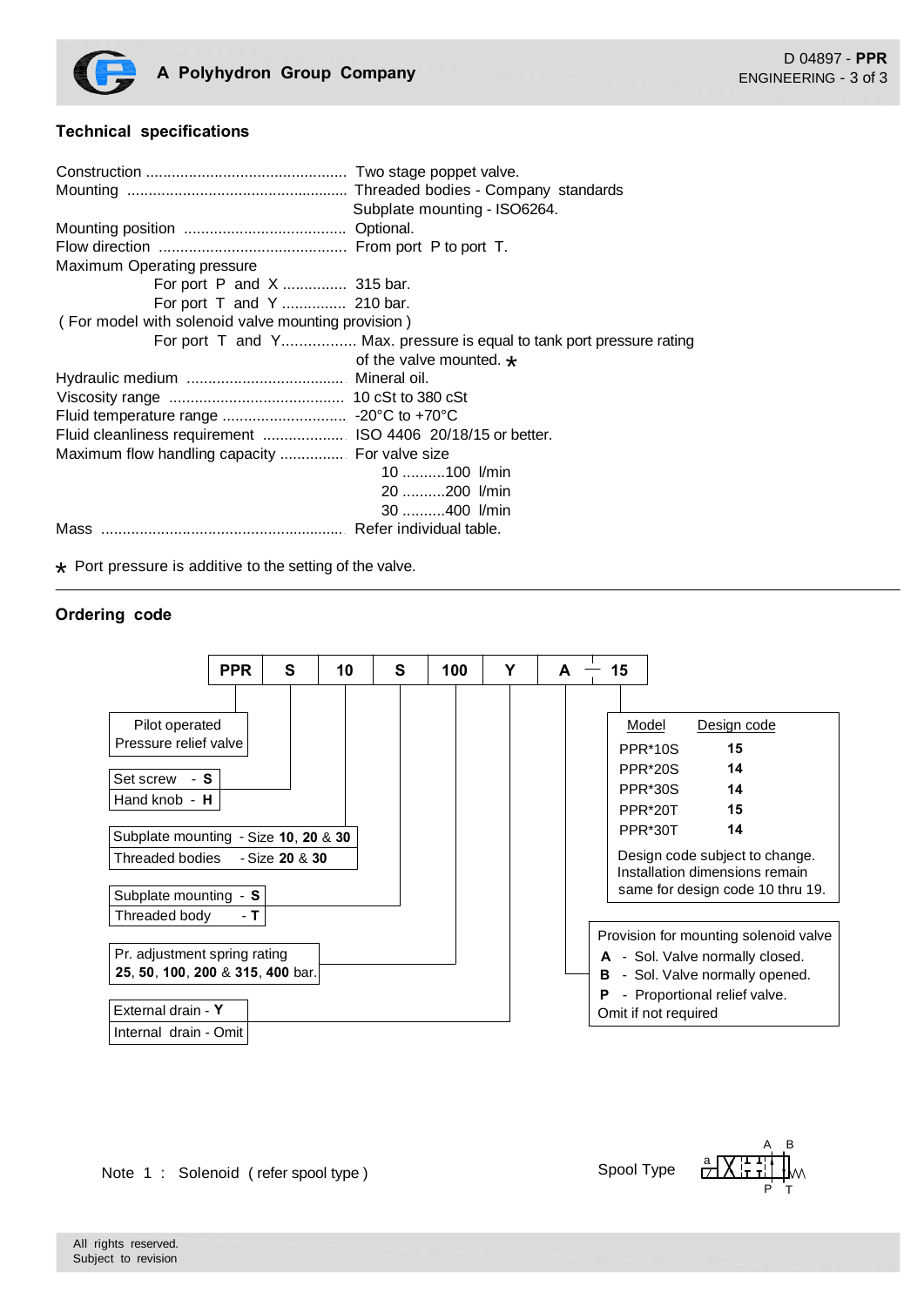## Technical specifications

Construction .............................................. Two stage poppet valve.
Mounting .................................................... Threaded bodies - Company standards
Subplate mounting - ISO6264.
Mounting position ...................................... Optional.
Flow direction ............................................ From port P to port T.
Maximum Operating pressure
For port P and X ............... 315 bar.
For port T and Y ............... 210 bar.
( For model with solenoid valve mounting provision )
For port T and Y................. Max. pressure is equal to tank port pressure rating of the valve mounted. *
Hydraulic medium ..................................... Mineral oil.
Viscosity range .......................................... 10 cSt to 380 cSt
Fluid temperature range ............................. -20°C to +70°C
Fluid cleanliness requirement ................... ISO 4406 20/18/15 or better.
Maximum flow handling capacity ............... For valve size
10 ..........100 l/min
20 ..........200 l/min
30 ..........400 l/min
Mass ......................................................... Refer individual table.

* Port pressure is additive to the setting of the valve.

## Ordering code

| PPR | S | 10 | S | 100 | Y | A | 15 |
|---|---|---|---|---|---|---|---|

- **PPR** – Pilot operated Pressure relief valve
- **S** – Set screw - **S**; Hand knob - **H**
- **10** – Subplate mounting - Size **10**, **20** & **30**; Threaded bodies - Size **20** & **30**
- **S** – Subplate mounting - **S**; Threaded body - **T**
- **100** – Pr. adjustment spring rating **25**, **50**, **100**, **200** & **315**, **400** bar.
- **Y** – External drain - **Y**; Internal drain - Omit
- **A** – Provision for mounting solenoid valve
  - **A** - Sol. Valve normally closed.
  - **B** - Sol. Valve normally opened.
  - **P** - Proportional relief valve.
  - Omit if not required
- **15** – Design code

| Model | Design code |
|---|---|
| PPR*10S | **15** |
| PPR*20S | **14** |
| PPR*30S | **14** |
| PPR*20T | **15** |
| PPR*30T | **14** |

Design code subject to change. Installation dimensions remain same for design code 10 thru 19.

Note 1 : Solenoid ( refer spool type )

Spool Type

a A B P T

All rights reserved.
Subject to revision